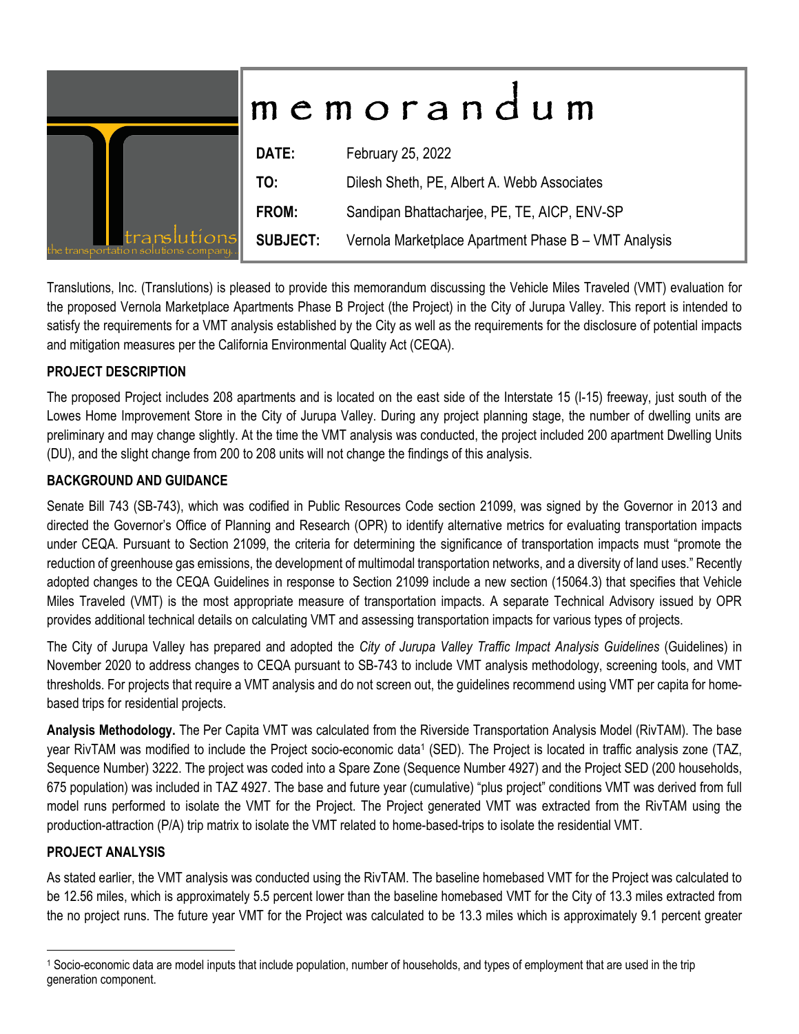# memorandum

| | |
|---|---|
| **DATE:** | February 25, 2022 |
| **TO:** | Dilesh Sheth, PE, Albert A. Webb Associates |
| **FROM:** | Sandipan Bhattacharjee, PE, TE, AICP, ENV-SP |
| **SUBJECT:** | Vernola Marketplace Apartment Phase B – VMT Analysis |

Translutions, Inc. (Translutions) is pleased to provide this memorandum discussing the Vehicle Miles Traveled (VMT) evaluation for the proposed Vernola Marketplace Apartments Phase B Project (the Project) in the City of Jurupa Valley. This report is intended to satisfy the requirements for a VMT analysis established by the City as well as the requirements for the disclosure of potential impacts and mitigation measures per the California Environmental Quality Act (CEQA).

**PROJECT DESCRIPTION**

The proposed Project includes 208 apartments and is located on the east side of the Interstate 15 (I-15) freeway, just south of the Lowes Home Improvement Store in the City of Jurupa Valley. During any project planning stage, the number of dwelling units are preliminary and may change slightly. At the time the VMT analysis was conducted, the project included 200 apartment Dwelling Units (DU), and the slight change from 200 to 208 units will not change the findings of this analysis.

**BACKGROUND AND GUIDANCE**

Senate Bill 743 (SB-743), which was codified in Public Resources Code section 21099, was signed by the Governor in 2013 and directed the Governor's Office of Planning and Research (OPR) to identify alternative metrics for evaluating transportation impacts under CEQA. Pursuant to Section 21099, the criteria for determining the significance of transportation impacts must "promote the reduction of greenhouse gas emissions, the development of multimodal transportation networks, and a diversity of land uses." Recently adopted changes to the CEQA Guidelines in response to Section 21099 include a new section (15064.3) that specifies that Vehicle Miles Traveled (VMT) is the most appropriate measure of transportation impacts. A separate Technical Advisory issued by OPR provides additional technical details on calculating VMT and assessing transportation impacts for various types of projects.

The City of Jurupa Valley has prepared and adopted the *City of Jurupa Valley Traffic Impact Analysis Guidelines* (Guidelines) in November 2020 to address changes to CEQA pursuant to SB-743 to include VMT analysis methodology, screening tools, and VMT thresholds. For projects that require a VMT analysis and do not screen out, the guidelines recommend using VMT per capita for home-based trips for residential projects.

**Analysis Methodology.** The Per Capita VMT was calculated from the Riverside Transportation Analysis Model (RivTAM). The base year RivTAM was modified to include the Project socio-economic data[1] (SED). The Project is located in traffic analysis zone (TAZ, Sequence Number) 3222. The project was coded into a Spare Zone (Sequence Number 4927) and the Project SED (200 households, 675 population) was included in TAZ 4927. The base and future year (cumulative) "plus project" conditions VMT was derived from full model runs performed to isolate the VMT for the Project. The Project generated VMT was extracted from the RivTAM using the production-attraction (P/A) trip matrix to isolate the VMT related to home-based-trips to isolate the residential VMT.

**PROJECT ANALYSIS**

As stated earlier, the VMT analysis was conducted using the RivTAM. The baseline homebased VMT for the Project was calculated to be 12.56 miles, which is approximately 5.5 percent lower than the baseline homebased VMT for the City of 13.3 miles extracted from the no project runs. The future year VMT for the Project was calculated to be 13.3 miles which is approximately 9.1 percent greater

---

[1] Socio-economic data are model inputs that include population, number of households, and types of employment that are used in the trip generation component.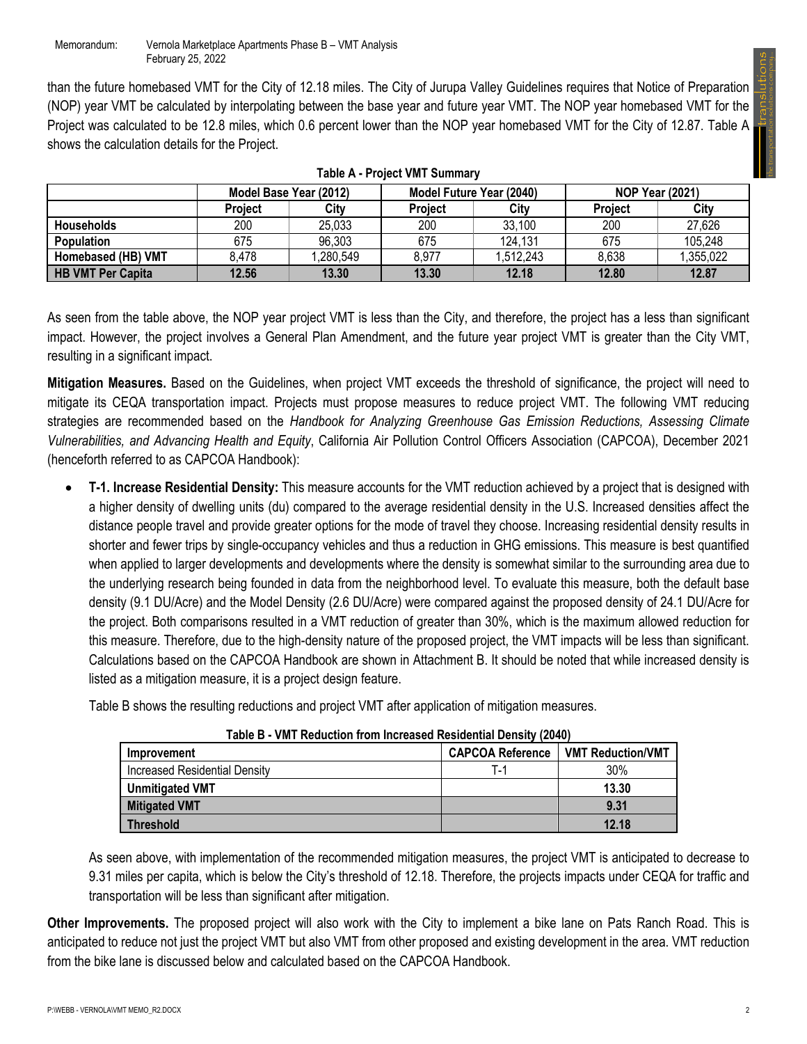than the future homebased VMT for the City of 12.18 miles. The City of Jurupa Valley Guidelines requires that Notice of Preparation (NOP) year VMT be calculated by interpolating between the base year and future year VMT. The NOP year homebased VMT for the Project was calculated to be 12.8 miles, which 0.6 percent lower than the NOP year homebased VMT for the City of 12.87. Table A shows the calculation details for the Project.

**Table A - Project VMT Summary**

| | Model Base Year (2012) | | Model Future Year (2040) | | NOP Year (2021) | |
|---|---|---|---|---|---|---|
| | **Project** | **City** | **Project** | **City** | **Project** | **City** |
| **Households** | 200 | 25,033 | 200 | 33,100 | 200 | 27,626 |
| **Population** | 675 | 96,303 | 675 | 124,131 | 675 | 105,248 |
| **Homebased (HB) VMT** | 8,478 | 1,280,549 | 8,977 | 1,512,243 | 8,638 | 1,355,022 |
| **HB VMT Per Capita** | **12.56** | **13.30** | **13.30** | **12.18** | **12.80** | **12.87** |

As seen from the table above, the NOP year project VMT is less than the City, and therefore, the project has a less than significant impact. However, the project involves a General Plan Amendment, and the future year project VMT is greater than the City VMT, resulting in a significant impact.

**Mitigation Measures.** Based on the Guidelines, when project VMT exceeds the threshold of significance, the project will need to mitigate its CEQA transportation impact. Projects must propose measures to reduce project VMT. The following VMT reducing strategies are recommended based on the *Handbook for Analyzing Greenhouse Gas Emission Reductions, Assessing Climate Vulnerabilities, and Advancing Health and Equity*, California Air Pollution Control Officers Association (CAPCOA), December 2021 (henceforth referred to as CAPCOA Handbook):

- **T-1. Increase Residential Density:** This measure accounts for the VMT reduction achieved by a project that is designed with a higher density of dwelling units (du) compared to the average residential density in the U.S. Increased densities affect the distance people travel and provide greater options for the mode of travel they choose. Increasing residential density results in shorter and fewer trips by single-occupancy vehicles and thus a reduction in GHG emissions. This measure is best quantified when applied to larger developments and developments where the density is somewhat similar to the surrounding area due to the underlying research being founded in data from the neighborhood level. To evaluate this measure, both the default base density (9.1 DU/Acre) and the Model Density (2.6 DU/Acre) were compared against the proposed density of 24.1 DU/Acre for the project. Both comparisons resulted in a VMT reduction of greater than 30%, which is the maximum allowed reduction for this measure. Therefore, due to the high-density nature of the proposed project, the VMT impacts will be less than significant. Calculations based on the CAPCOA Handbook are shown in Attachment B. It should be noted that while increased density is listed as a mitigation measure, it is a project design feature.

  Table B shows the resulting reductions and project VMT after application of mitigation measures.

  **Table B - VMT Reduction from Increased Residential Density (2040)**

  | Improvement | CAPCOA Reference | VMT Reduction/VMT |
  |---|---|---|
  | Increased Residential Density | T-1 | 30% |
  | **Unmitigated VMT** | | **13.30** |
  | **Mitigated VMT** | | **9.31** |
  | **Threshold** | | **12.18** |

  As seen above, with implementation of the recommended mitigation measures, the project VMT is anticipated to decrease to 9.31 miles per capita, which is below the City's threshold of 12.18. Therefore, the projects impacts under CEQA for traffic and transportation will be less than significant after mitigation.

**Other Improvements.** The proposed project will also work with the City to implement a bike lane on Pats Ranch Road. This is anticipated to reduce not just the project VMT but also VMT from other proposed and existing development in the area. VMT reduction from the bike lane is discussed below and calculated based on the CAPCOA Handbook.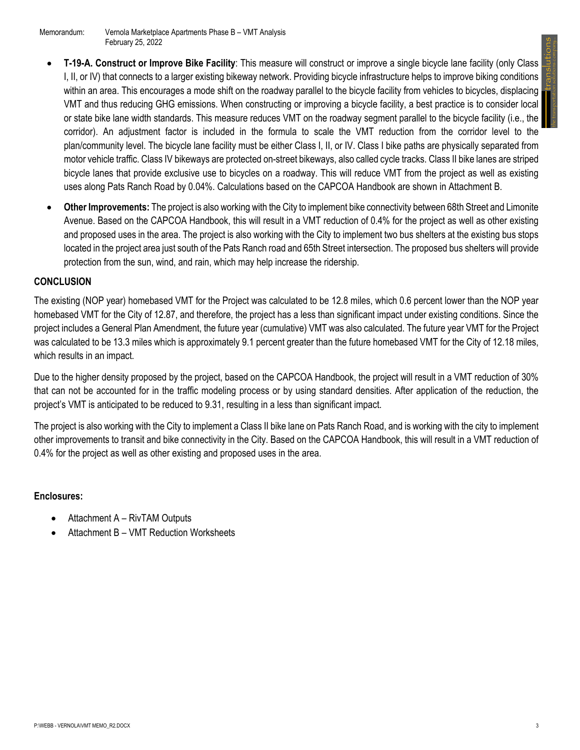- **T-19-A. Construct or Improve Bike Facility**: This measure will construct or improve a single bicycle lane facility (only Class I, II, or IV) that connects to a larger existing bikeway network. Providing bicycle infrastructure helps to improve biking conditions within an area. This encourages a mode shift on the roadway parallel to the bicycle facility from vehicles to bicycles, displacing VMT and thus reducing GHG emissions. When constructing or improving a bicycle facility, a best practice is to consider local or state bike lane width standards. This measure reduces VMT on the roadway segment parallel to the bicycle facility (i.e., the corridor). An adjustment factor is included in the formula to scale the VMT reduction from the corridor level to the plan/community level. The bicycle lane facility must be either Class I, II, or IV. Class I bike paths are physically separated from motor vehicle traffic. Class IV bikeways are protected on-street bikeways, also called cycle tracks. Class II bike lanes are striped bicycle lanes that provide exclusive use to bicycles on a roadway. This will reduce VMT from the project as well as existing uses along Pats Ranch Road by 0.04%. Calculations based on the CAPCOA Handbook are shown in Attachment B.

- **Other Improvements:** The project is also working with the City to implement bike connectivity between 68th Street and Limonite Avenue. Based on the CAPCOA Handbook, this will result in a VMT reduction of 0.4% for the project as well as other existing and proposed uses in the area. The project is also working with the City to implement two bus shelters at the existing bus stops located in the project area just south of the Pats Ranch road and 65th Street intersection. The proposed bus shelters will provide protection from the sun, wind, and rain, which may help increase the ridership.

**CONCLUSION**

The existing (NOP year) homebased VMT for the Project was calculated to be 12.8 miles, which 0.6 percent lower than the NOP year homebased VMT for the City of 12.87, and therefore, the project has a less than significant impact under existing conditions. Since the project includes a General Plan Amendment, the future year (cumulative) VMT was also calculated. The future year VMT for the Project was calculated to be 13.3 miles which is approximately 9.1 percent greater than the future homebased VMT for the City of 12.18 miles, which results in an impact.

Due to the higher density proposed by the project, based on the CAPCOA Handbook, the project will result in a VMT reduction of 30% that can not be accounted for in the traffic modeling process or by using standard densities. After application of the reduction, the project's VMT is anticipated to be reduced to 9.31, resulting in a less than significant impact.

The project is also working with the City to implement a Class II bike lane on Pats Ranch Road, and is working with the city to implement other improvements to transit and bike connectivity in the City. Based on the CAPCOA Handbook, this will result in a VMT reduction of 0.4% for the project as well as other existing and proposed uses in the area.

**Enclosures:**

- Attachment A – RivTAM Outputs
- Attachment B – VMT Reduction Worksheets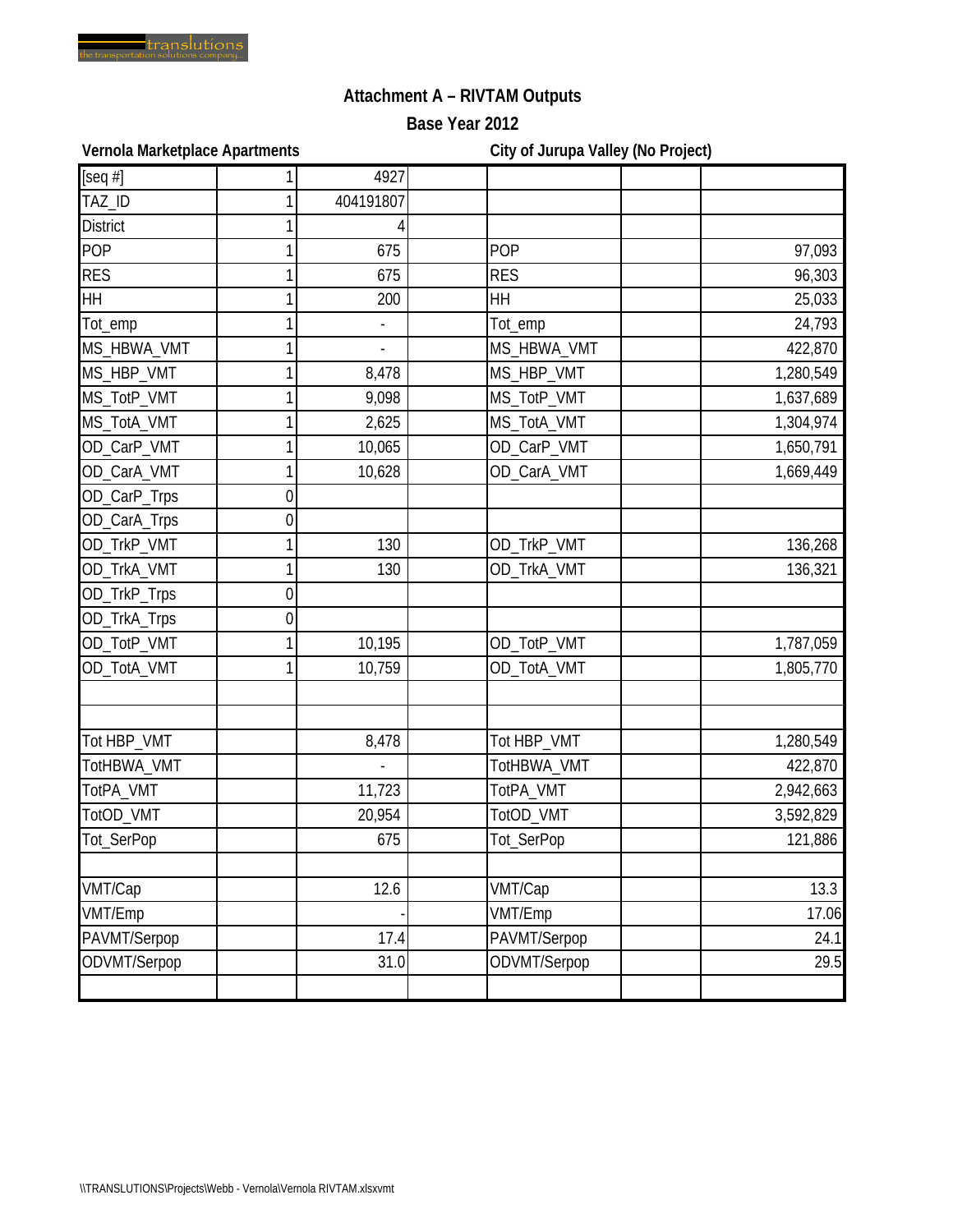## Attachment A – RIVTAM Outputs

### Base Year 2012

| Vernola Marketplace Apartments | | | | City of Jurupa Valley (No Project) | | |
|---|---|---|---|---|---|---|
| [seq #] | 1 | 4927 | | | | |
| TAZ_ID | 1 | 404191807 | | | | |
| District | 1 | 4 | | | | |
| POP | 1 | 675 | | POP | | 97,093 |
| RES | 1 | 675 | | RES | | 96,303 |
| HH | 1 | 200 | | HH | | 25,033 |
| Tot_emp | 1 | - | | Tot_emp | | 24,793 |
| MS_HBWA_VMT | 1 | - | | MS_HBWA_VMT | | 422,870 |
| MS_HBP_VMT | 1 | 8,478 | | MS_HBP_VMT | | 1,280,549 |
| MS_TotP_VMT | 1 | 9,098 | | MS_TotP_VMT | | 1,637,689 |
| MS_TotA_VMT | 1 | 2,625 | | MS_TotA_VMT | | 1,304,974 |
| OD_CarP_VMT | 1 | 10,065 | | OD_CarP_VMT | | 1,650,791 |
| OD_CarA_VMT | 1 | 10,628 | | OD_CarA_VMT | | 1,669,449 |
| OD_CarP_Trps | 0 | | | | | |
| OD_CarA_Trps | 0 | | | | | |
| OD_TrkP_VMT | 1 | 130 | | OD_TrkP_VMT | | 136,268 |
| OD_TrkA_VMT | 1 | 130 | | OD_TrkA_VMT | | 136,321 |
| OD_TrkP_Trps | 0 | | | | | |
| OD_TrkA_Trps | 0 | | | | | |
| OD_TotP_VMT | 1 | 10,195 | | OD_TotP_VMT | | 1,787,059 |
| OD_TotA_VMT | 1 | 10,759 | | OD_TotA_VMT | | 1,805,770 |
| | | | | | | |
| | | | | | | |
| Tot HBP_VMT | | 8,478 | | Tot HBP_VMT | | 1,280,549 |
| TotHBWA_VMT | | - | | TotHBWA_VMT | | 422,870 |
| TotPA_VMT | | 11,723 | | TotPA_VMT | | 2,942,663 |
| TotOD_VMT | | 20,954 | | TotOD_VMT | | 3,592,829 |
| Tot_SerPop | | 675 | | Tot_SerPop | | 121,886 |
| | | | | | | |
| VMT/Cap | | 12.6 | | VMT/Cap | | 13.3 |
| VMT/Emp | | - | | VMT/Emp | | 17.06 |
| PAVMT/Serpop | | 17.4 | | PAVMT/Serpop | | 24.1 |
| ODVMT/Serpop | | 31.0 | | ODVMT/Serpop | | 29.5 |
| | | | | | | |

\\TRANSLUTIONS\Projects\Webb - Vernola\Vernola RIVTAM.xlsxvmt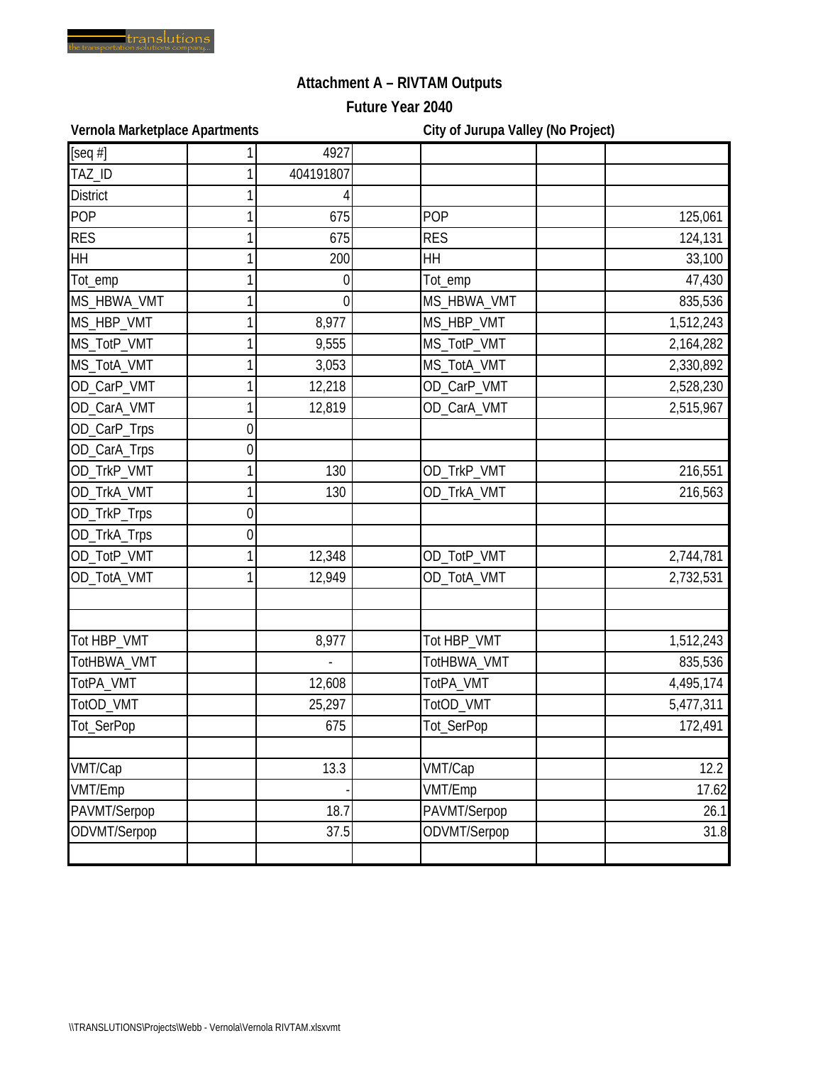## Attachment A – RIVTAM Outputs

### Future Year 2040

| Vernola Marketplace Apartments | | | | City of Jurupa Valley (No Project) | | |
|---|---|---|---|---|---|---|
| [seq #] | 1 | 4927 | | | | |
| TAZ_ID | 1 | 404191807 | | | | |
| District | 1 | 4 | | | | |
| POP | 1 | 675 | | POP | | 125,061 |
| RES | 1 | 675 | | RES | | 124,131 |
| HH | 1 | 200 | | HH | | 33,100 |
| Tot_emp | 1 | 0 | | Tot_emp | | 47,430 |
| MS_HBWA_VMT | 1 | 0 | | MS_HBWA_VMT | | 835,536 |
| MS_HBP_VMT | 1 | 8,977 | | MS_HBP_VMT | | 1,512,243 |
| MS_TotP_VMT | 1 | 9,555 | | MS_TotP_VMT | | 2,164,282 |
| MS_TotA_VMT | 1 | 3,053 | | MS_TotA_VMT | | 2,330,892 |
| OD_CarP_VMT | 1 | 12,218 | | OD_CarP_VMT | | 2,528,230 |
| OD_CarA_VMT | 1 | 12,819 | | OD_CarA_VMT | | 2,515,967 |
| OD_CarP_Trps | 0 | | | | | |
| OD_CarA_Trps | 0 | | | | | |
| OD_TrkP_VMT | 1 | 130 | | OD_TrkP_VMT | | 216,551 |
| OD_TrkA_VMT | 1 | 130 | | OD_TrkA_VMT | | 216,563 |
| OD_TrkP_Trps | 0 | | | | | |
| OD_TrkA_Trps | 0 | | | | | |
| OD_TotP_VMT | 1 | 12,348 | | OD_TotP_VMT | | 2,744,781 |
| OD_TotA_VMT | 1 | 12,949 | | OD_TotA_VMT | | 2,732,531 |
| | | | | | | |
| | | | | | | |
| Tot HBP_VMT | | 8,977 | | Tot HBP_VMT | | 1,512,243 |
| TotHBWA_VMT | | - | | TotHBWA_VMT | | 835,536 |
| TotPA_VMT | | 12,608 | | TotPA_VMT | | 4,495,174 |
| TotOD_VMT | | 25,297 | | TotOD_VMT | | 5,477,311 |
| Tot_SerPop | | 675 | | Tot_SerPop | | 172,491 |
| | | | | | | |
| VMT/Cap | | 13.3 | | VMT/Cap | | 12.2 |
| VMT/Emp | | - | | VMT/Emp | | 17.62 |
| PAVMT/Serpop | | 18.7 | | PAVMT/Serpop | | 26.1 |
| ODVMT/Serpop | | 37.5 | | ODVMT/Serpop | | 31.8 |
| | | | | | | |

\\TRANSLUTIONS\Projects\Webb - Vernola\Vernola RIVTAM.xlsxvmt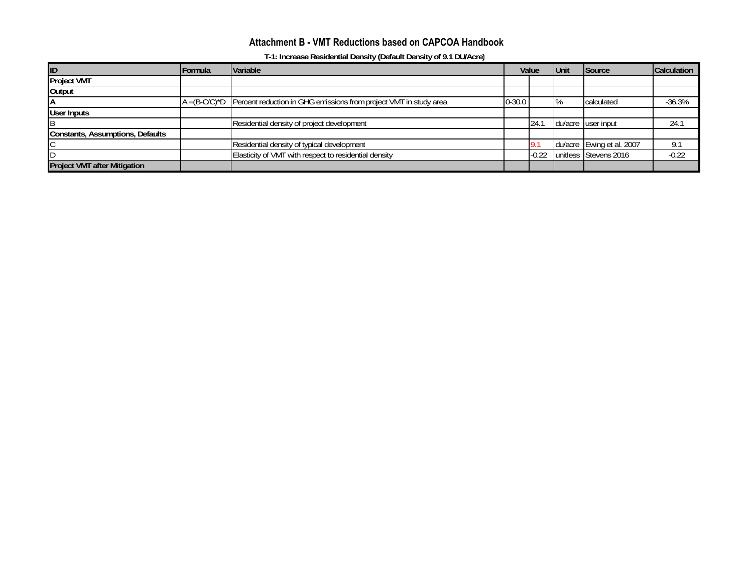# Attachment B - VMT Reductions based on CAPCOA Handbook

### T-1: Increase Residential Density (Default Density of 9.1 DU/Acre)

| ID | Formula | Variable | Value | | Unit | Source | Calculation |
|---|---|---|---|---|---|---|---|
| **Project VMT** | | | | | | | |
| **Output** | | | | | | | |
| **A** | A =(B-C/C)*D | Percent reduction in GHG emissions from project VMT in study area | 0-30.0 | | % | calculated | -36.3% |
| **User Inputs** | | | | | | | |
| B | | Residential density of project development | | 24.1 | du/acre | user input | 24.1 |
| **Constants, Assumptions, Defaults** | | | | | | | |
| C | | Residential density of typical development | | 9.1 | du/acre | Ewing et al. 2007 | 9.1 |
| D | | Elasticity of VMT with respect to residential density | | -0.22 | unitless | Stevens 2016 | -0.22 |
| **Project VMT after Mitigation** | | | | | | | |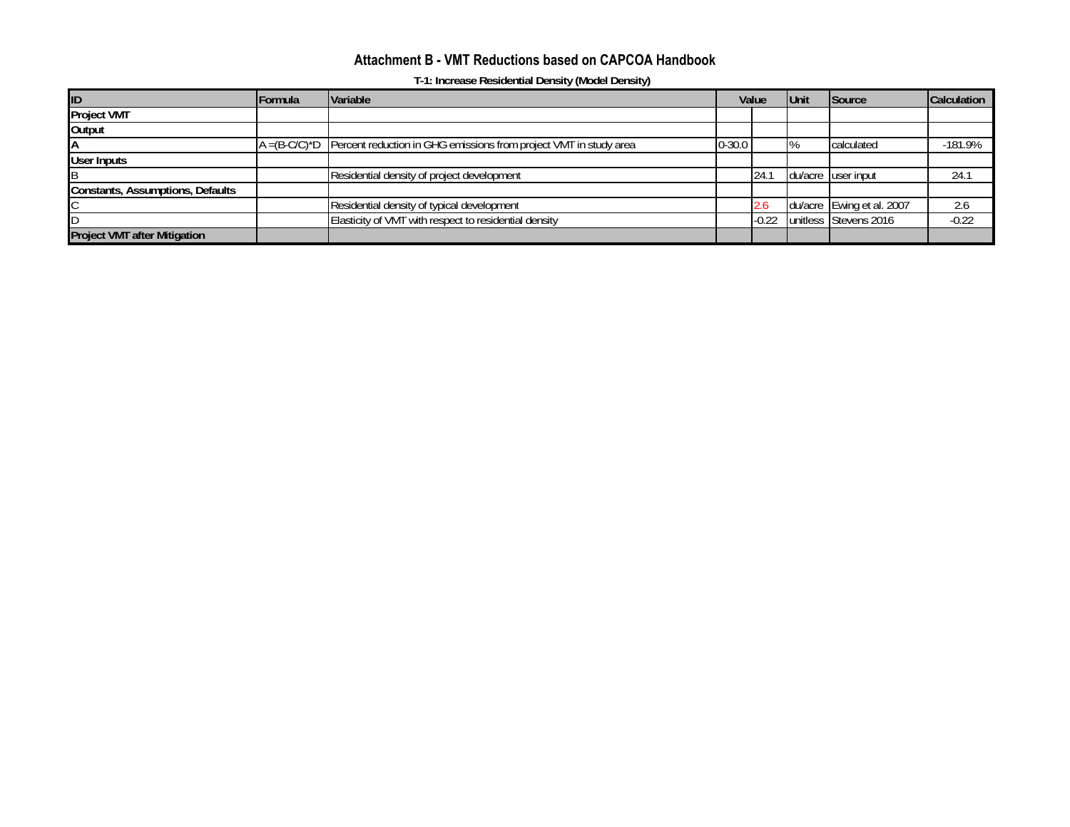# Attachment B - VMT Reductions based on CAPCOA Handbook

**T-1: Increase Residential Density (Model Density)**

| ID | Formula | Variable | Value | | Unit | Source | Calculation |
|---|---|---|---|---|---|---|---|
| **Project VMT** | | | | | | | |
| **Output** | | | | | | | |
| **A** | A =(B-C/C)*D | Percent reduction in GHG emissions from project VMT in study area | 0-30.0 | | % | calculated | -181.9% |
| **User Inputs** | | | | | | | |
| B | | Residential density of project development | | 24.1 | du/acre | user input | 24.1 |
| **Constants, Assumptions, Defaults** | | | | | | | |
| C | | Residential density of typical development | | 2.6 | du/acre | Ewing et al. 2007 | 2.6 |
| D | | Elasticity of VMT with respect to residential density | | -0.22 | unitless | Stevens 2016 | -0.22 |
| **Project VMT after Mitigation** | | | | | | | |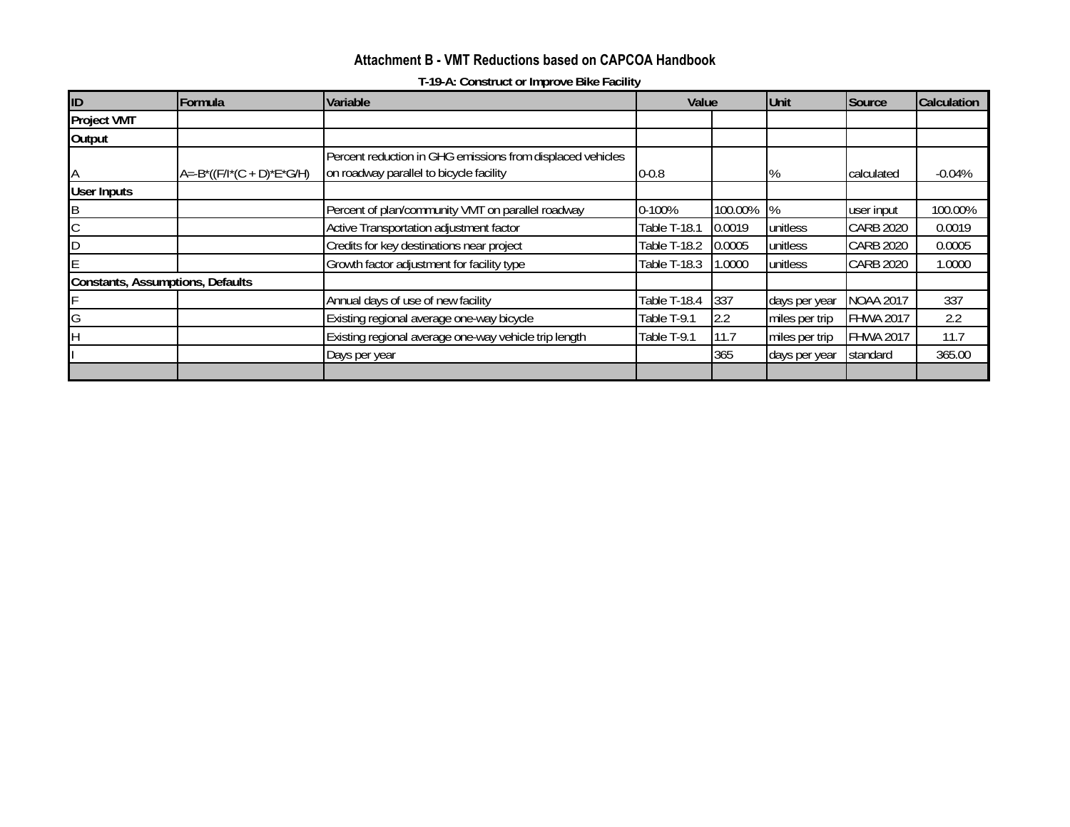# Attachment B - VMT Reductions based on CAPCOA Handbook

### T-19-A: Construct or Improve Bike Facility

| ID | Formula | Variable | Value | | Unit | Source | Calculation |
|---|---|---|---|---|---|---|---|
| **Project VMT** | | | | | | | |
| **Output** | | | | | | | |
| A | A=-B*((F/I*(C + D)*E*G/H) | Percent reduction in GHG emissions from displaced vehicles on roadway parallel to bicycle facility | 0-0.8 | | % | calculated | -0.04% |
| **User Inputs** | | | | | | | |
| B | | Percent of plan/community VMT on parallel roadway | 0-100% | 100.00% | % | user input | 100.00% |
| C | | Active Transportation adjustment factor | Table T-18.1 | 0.0019 | unitless | CARB 2020 | 0.0019 |
| D | | Credits for key destinations near project | Table T-18.2 | 0.0005 | unitless | CARB 2020 | 0.0005 |
| E | | Growth factor adjustment for facility type | Table T-18.3 | 1.0000 | unitless | CARB 2020 | 1.0000 |
| **Constants, Assumptions, Defaults** | | | | | | | |
| F | | Annual days of use of new facility | Table T-18.4 | 337 | days per year | NOAA 2017 | 337 |
| G | | Existing regional average one-way bicycle | Table T-9.1 | 2.2 | miles per trip | FHWA 2017 | 2.2 |
| H | | Existing regional average one-way vehicle trip length | Table T-9.1 | 11.7 | miles per trip | FHWA 2017 | 11.7 |
| I | | Days per year | | 365 | days per year | standard | 365.00 |